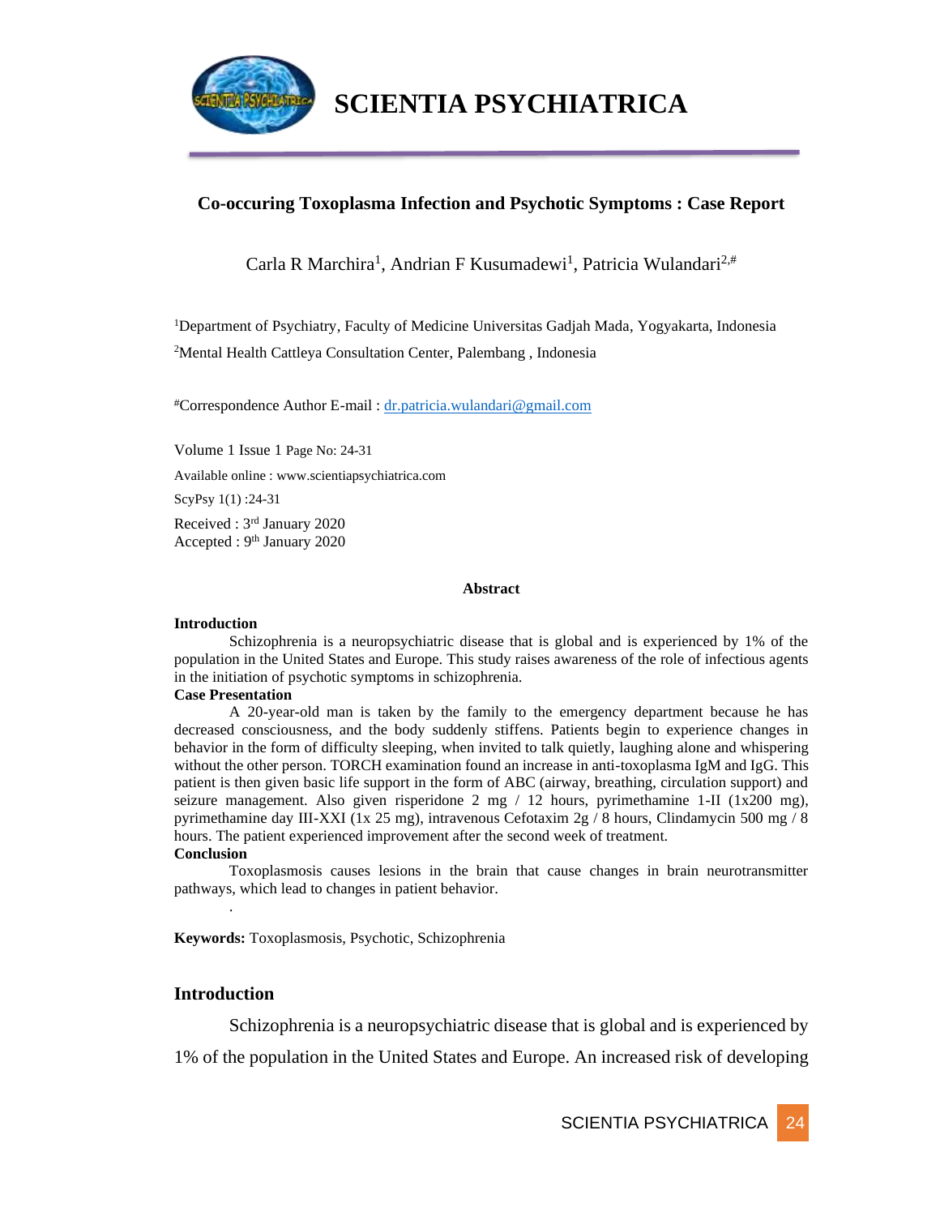# Co-occuring Toxoplasma Infection and Psychotic Symptoms : Case Report

Carla R Marchira[1], Andrian F Kusumadewi[1], Patricia Wulandari[2,#]

[1]Department of Psychiatry, Faculty of Medicine Universitas Gadjah Mada, Yogyakarta, Indonesia

[2]Mental Health Cattleya Consultation Center, Palembang , Indonesia

[#]Correspondence Author E-mail : dr.patricia.wulandari@gmail.com

Volume 1 Issue 1 Page No: 24-31

Available online : www.scientiapsychiatrica.com

ScyPsy 1(1) :24-31

Received : 3rd January 2020

Accepted : 9th January 2020

## Abstract

**Introduction**

Schizophrenia is a neuropsychiatric disease that is global and is experienced by 1% of the population in the United States and Europe. This study raises awareness of the role of infectious agents in the initiation of psychotic symptoms in schizophrenia.

**Case Presentation**

A 20-year-old man is taken by the family to the emergency department because he has decreased consciousness, and the body suddenly stiffens. Patients begin to experience changes in behavior in the form of difficulty sleeping, when invited to talk quietly, laughing alone and whispering without the other person. TORCH examination found an increase in anti-toxoplasma IgM and IgG. This patient is then given basic life support in the form of ABC (airway, breathing, circulation support) and seizure management. Also given risperidone 2 mg / 12 hours, pyrimethamine 1-II (1x200 mg), pyrimethamine day III-XXI (1x 25 mg), intravenous Cefotaxim 2g / 8 hours, Clindamycin 500 mg / 8 hours. The patient experienced improvement after the second week of treatment.

**Conclusion**

Toxoplasmosis causes lesions in the brain that cause changes in brain neurotransmitter pathways, which lead to changes in patient behavior.

.

**Keywords:** Toxoplasmosis, Psychotic, Schizophrenia

## Introduction

Schizophrenia is a neuropsychiatric disease that is global and is experienced by 1% of the population in the United States and Europe. An increased risk of developing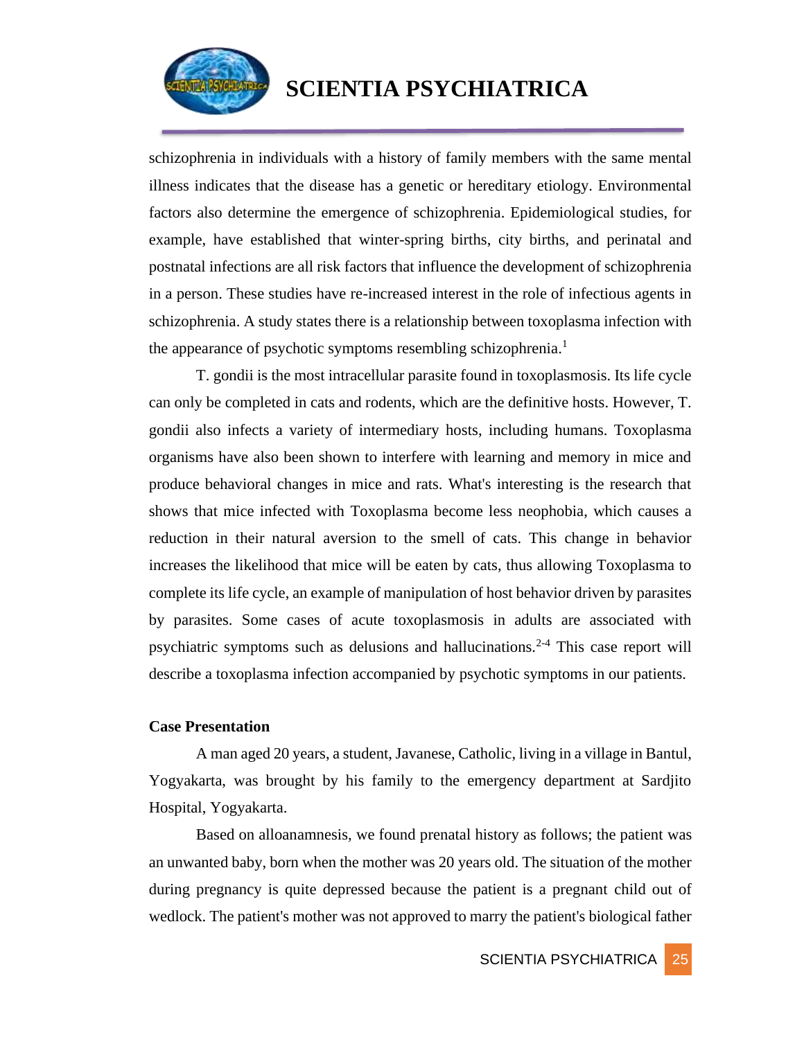schizophrenia in individuals with a history of family members with the same mental illness indicates that the disease has a genetic or hereditary etiology. Environmental factors also determine the emergence of schizophrenia. Epidemiological studies, for example, have established that winter-spring births, city births, and perinatal and postnatal infections are all risk factors that influence the development of schizophrenia in a person. These studies have re-increased interest in the role of infectious agents in schizophrenia. A study states there is a relationship between toxoplasma infection with the appearance of psychotic symptoms resembling schizophrenia.[1]

T. gondii is the most intracellular parasite found in toxoplasmosis. Its life cycle can only be completed in cats and rodents, which are the definitive hosts. However, T. gondii also infects a variety of intermediary hosts, including humans. Toxoplasma organisms have also been shown to interfere with learning and memory in mice and produce behavioral changes in mice and rats. What's interesting is the research that shows that mice infected with Toxoplasma become less neophobia, which causes a reduction in their natural aversion to the smell of cats. This change in behavior increases the likelihood that mice will be eaten by cats, thus allowing Toxoplasma to complete its life cycle, an example of manipulation of host behavior driven by parasites by parasites. Some cases of acute toxoplasmosis in adults are associated with psychiatric symptoms such as delusions and hallucinations.[2-4] This case report will describe a toxoplasma infection accompanied by psychotic symptoms in our patients.

**Case Presentation**

A man aged 20 years, a student, Javanese, Catholic, living in a village in Bantul, Yogyakarta, was brought by his family to the emergency department at Sardjito Hospital, Yogyakarta.

Based on alloanamnesis, we found prenatal history as follows; the patient was an unwanted baby, born when the mother was 20 years old. The situation of the mother during pregnancy is quite depressed because the patient is a pregnant child out of wedlock. The patient's mother was not approved to marry the patient's biological father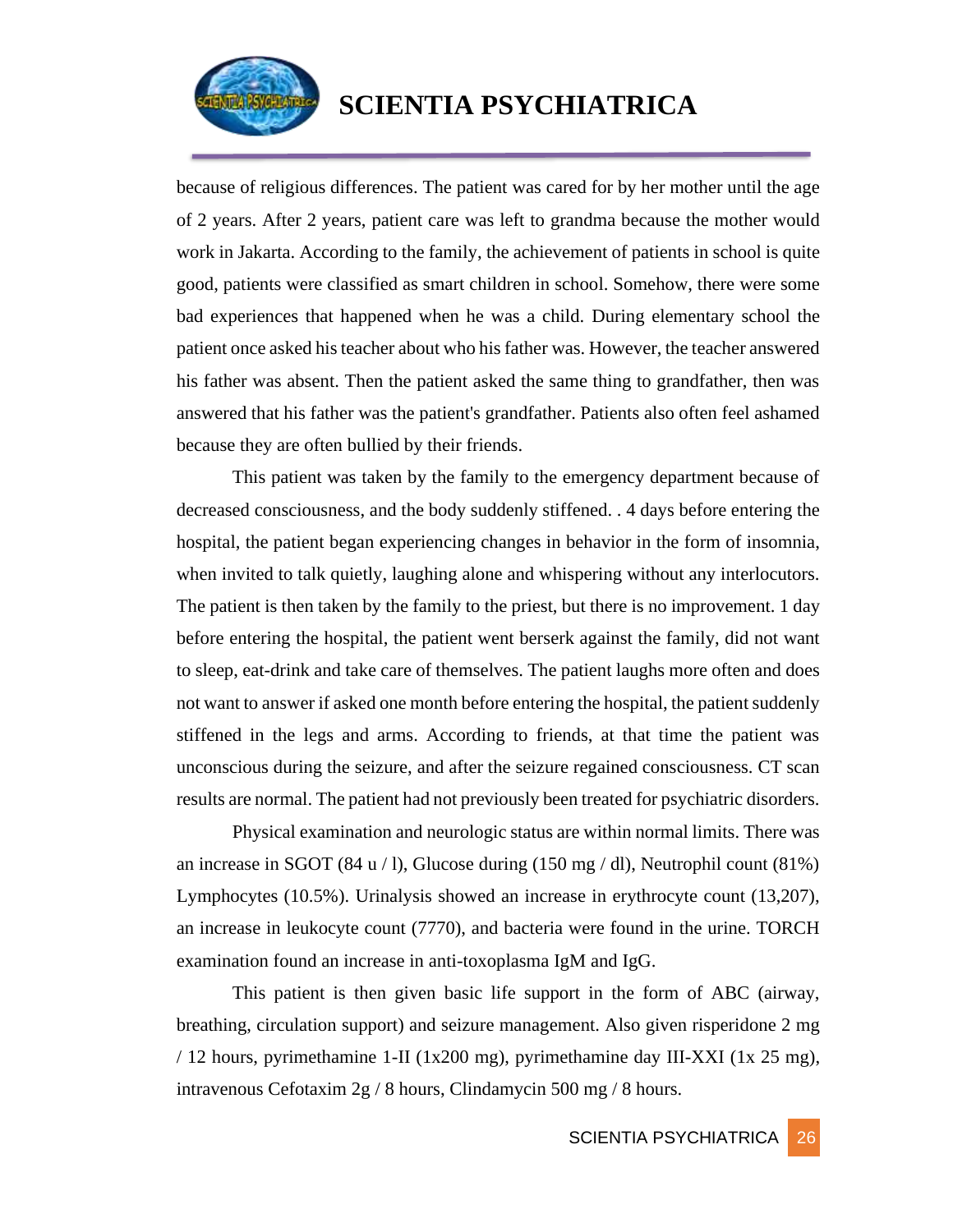because of religious differences. The patient was cared for by her mother until the age of 2 years. After 2 years, patient care was left to grandma because the mother would work in Jakarta. According to the family, the achievement of patients in school is quite good, patients were classified as smart children in school. Somehow, there were some bad experiences that happened when he was a child. During elementary school the patient once asked his teacher about who his father was. However, the teacher answered his father was absent. Then the patient asked the same thing to grandfather, then was answered that his father was the patient's grandfather. Patients also often feel ashamed because they are often bullied by their friends.

This patient was taken by the family to the emergency department because of decreased consciousness, and the body suddenly stiffened. . 4 days before entering the hospital, the patient began experiencing changes in behavior in the form of insomnia, when invited to talk quietly, laughing alone and whispering without any interlocutors. The patient is then taken by the family to the priest, but there is no improvement. 1 day before entering the hospital, the patient went berserk against the family, did not want to sleep, eat-drink and take care of themselves. The patient laughs more often and does not want to answer if asked one month before entering the hospital, the patient suddenly stiffened in the legs and arms. According to friends, at that time the patient was unconscious during the seizure, and after the seizure regained consciousness. CT scan results are normal. The patient had not previously been treated for psychiatric disorders.

Physical examination and neurologic status are within normal limits. There was an increase in SGOT (84 u / l), Glucose during (150 mg / dl), Neutrophil count (81%) Lymphocytes (10.5%). Urinalysis showed an increase in erythrocyte count (13,207), an increase in leukocyte count (7770), and bacteria were found in the urine. TORCH examination found an increase in anti-toxoplasma IgM and IgG.

This patient is then given basic life support in the form of ABC (airway, breathing, circulation support) and seizure management. Also given risperidone 2 mg / 12 hours, pyrimethamine 1-II (1x200 mg), pyrimethamine day III-XXI (1x 25 mg), intravenous Cefotaxim 2g / 8 hours, Clindamycin 500 mg / 8 hours.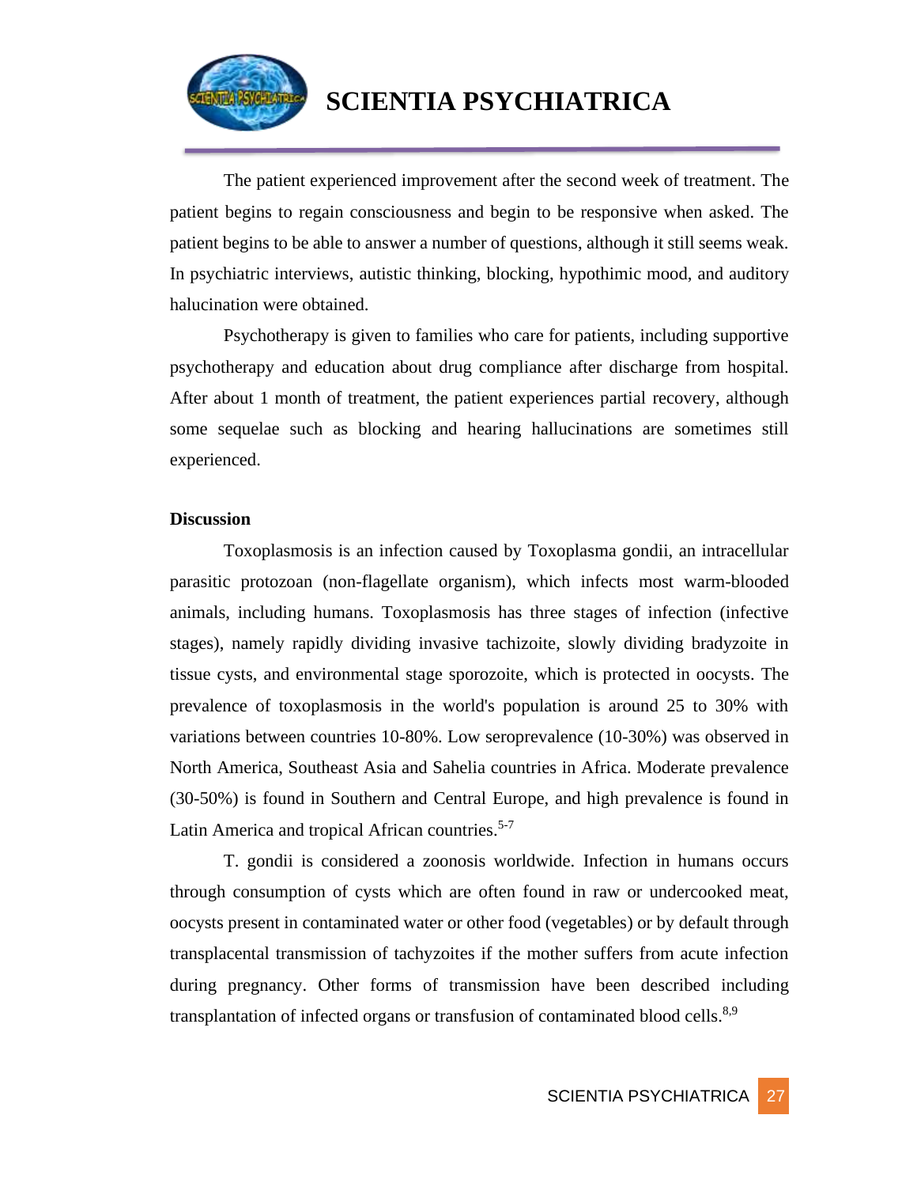The patient experienced improvement after the second week of treatment. The patient begins to regain consciousness and begin to be responsive when asked. The patient begins to be able to answer a number of questions, although it still seems weak. In psychiatric interviews, autistic thinking, blocking, hypothimic mood, and auditory halucination were obtained.

Psychotherapy is given to families who care for patients, including supportive psychotherapy and education about drug compliance after discharge from hospital. After about 1 month of treatment, the patient experiences partial recovery, although some sequelae such as blocking and hearing hallucinations are sometimes still experienced.

**Discussion**

Toxoplasmosis is an infection caused by Toxoplasma gondii, an intracellular parasitic protozoan (non-flagellate organism), which infects most warm-blooded animals, including humans. Toxoplasmosis has three stages of infection (infective stages), namely rapidly dividing invasive tachizoite, slowly dividing bradyzoite in tissue cysts, and environmental stage sporozoite, which is protected in oocysts. The prevalence of toxoplasmosis in the world's population is around 25 to 30% with variations between countries 10-80%. Low seroprevalence (10-30%) was observed in North America, Southeast Asia and Sahelia countries in Africa. Moderate prevalence (30-50%) is found in Southern and Central Europe, and high prevalence is found in Latin America and tropical African countries.[5-7]

T. gondii is considered a zoonosis worldwide. Infection in humans occurs through consumption of cysts which are often found in raw or undercooked meat, oocysts present in contaminated water or other food (vegetables) or by default through transplacental transmission of tachyzoites if the mother suffers from acute infection during pregnancy. Other forms of transmission have been described including transplantation of infected organs or transfusion of contaminated blood cells.[8,9]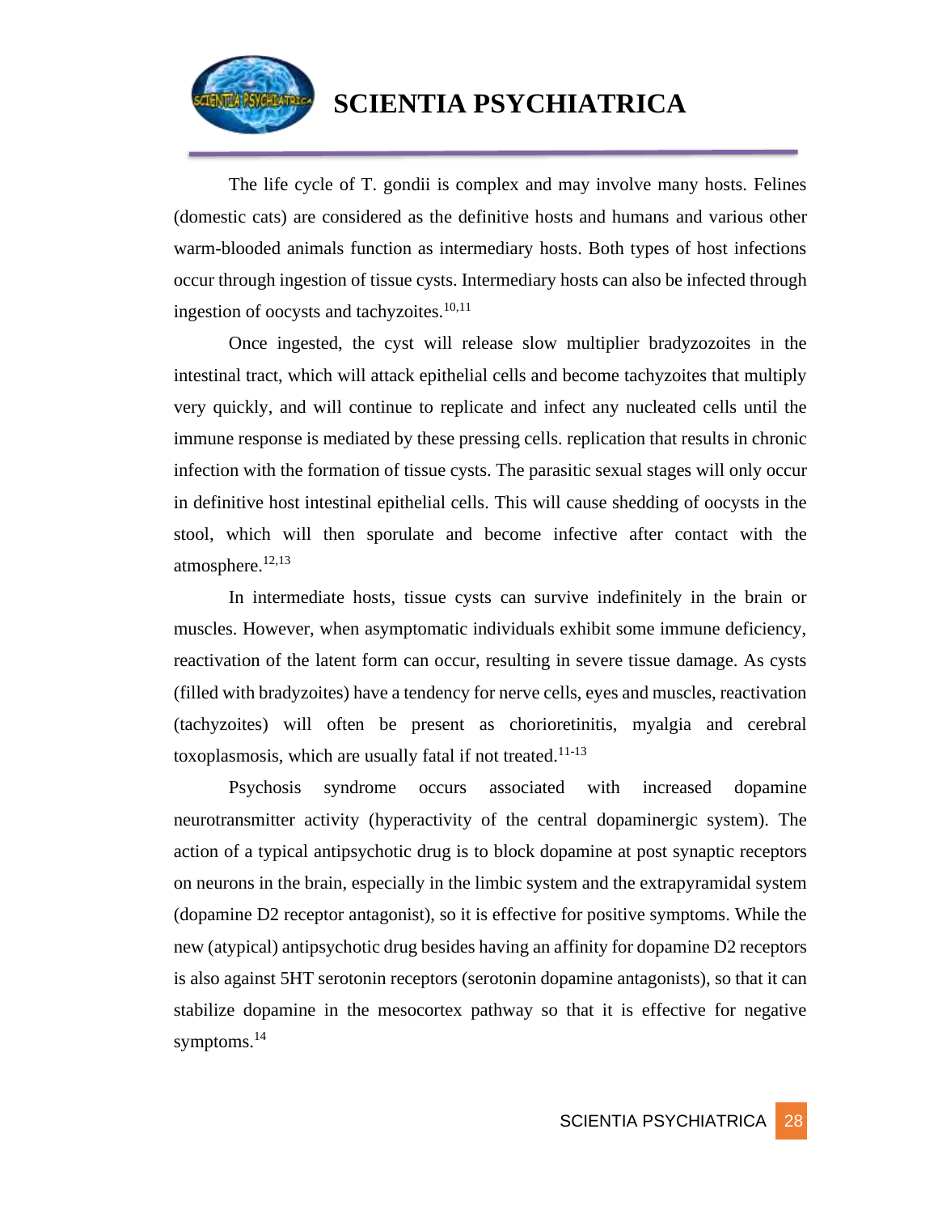The life cycle of T. gondii is complex and may involve many hosts. Felines (domestic cats) are considered as the definitive hosts and humans and various other warm-blooded animals function as intermediary hosts. Both types of host infections occur through ingestion of tissue cysts. Intermediary hosts can also be infected through ingestion of oocysts and tachyzoites.[10,11]

Once ingested, the cyst will release slow multiplier bradyzozoites in the intestinal tract, which will attack epithelial cells and become tachyzoites that multiply very quickly, and will continue to replicate and infect any nucleated cells until the immune response is mediated by these pressing cells. replication that results in chronic infection with the formation of tissue cysts. The parasitic sexual stages will only occur in definitive host intestinal epithelial cells. This will cause shedding of oocysts in the stool, which will then sporulate and become infective after contact with the atmosphere.[12,13]

In intermediate hosts, tissue cysts can survive indefinitely in the brain or muscles. However, when asymptomatic individuals exhibit some immune deficiency, reactivation of the latent form can occur, resulting in severe tissue damage. As cysts (filled with bradyzoites) have a tendency for nerve cells, eyes and muscles, reactivation (tachyzoites) will often be present as chorioretinitis, myalgia and cerebral toxoplasmosis, which are usually fatal if not treated.[11-13]

Psychosis syndrome occurs associated with increased dopamine neurotransmitter activity (hyperactivity of the central dopaminergic system). The action of a typical antipsychotic drug is to block dopamine at post synaptic receptors on neurons in the brain, especially in the limbic system and the extrapyramidal system (dopamine D2 receptor antagonist), so it is effective for positive symptoms. While the new (atypical) antipsychotic drug besides having an affinity for dopamine D2 receptors is also against 5HT serotonin receptors (serotonin dopamine antagonists), so that it can stabilize dopamine in the mesocortex pathway so that it is effective for negative symptoms.[14]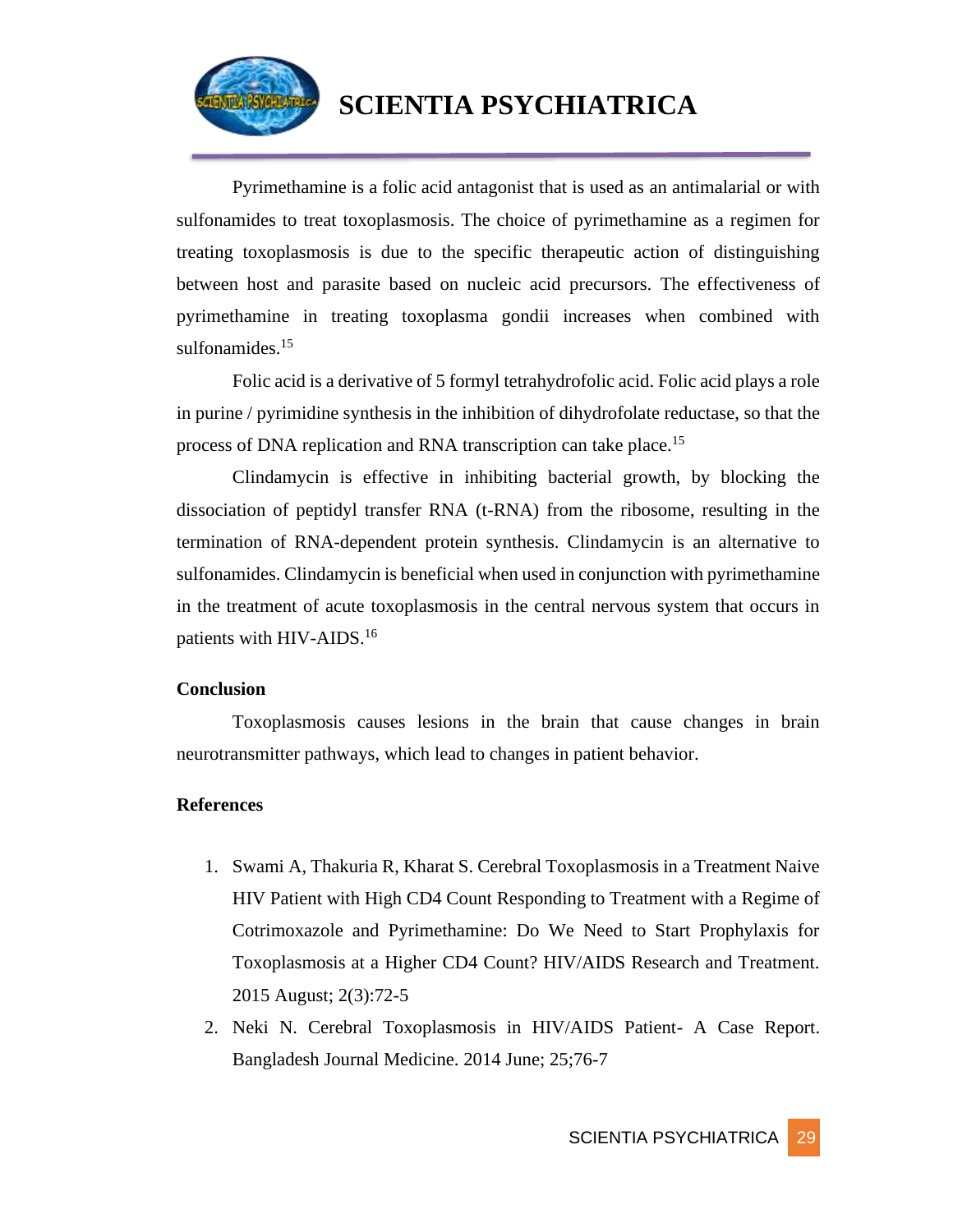Pyrimethamine is a folic acid antagonist that is used as an antimalarial or with sulfonamides to treat toxoplasmosis. The choice of pyrimethamine as a regimen for treating toxoplasmosis is due to the specific therapeutic action of distinguishing between host and parasite based on nucleic acid precursors. The effectiveness of pyrimethamine in treating toxoplasma gondii increases when combined with sulfonamides.[15]

Folic acid is a derivative of 5 formyl tetrahydrofolic acid. Folic acid plays a role in purine / pyrimidine synthesis in the inhibition of dihydrofolate reductase, so that the process of DNA replication and RNA transcription can take place.[15]

Clindamycin is effective in inhibiting bacterial growth, by blocking the dissociation of peptidyl transfer RNA (t-RNA) from the ribosome, resulting in the termination of RNA-dependent protein synthesis. Clindamycin is an alternative to sulfonamides. Clindamycin is beneficial when used in conjunction with pyrimethamine in the treatment of acute toxoplasmosis in the central nervous system that occurs in patients with HIV-AIDS.[16]

**Conclusion**

Toxoplasmosis causes lesions in the brain that cause changes in brain neurotransmitter pathways, which lead to changes in patient behavior.

**References**

1. Swami A, Thakuria R, Kharat S. Cerebral Toxoplasmosis in a Treatment Naive HIV Patient with High CD4 Count Responding to Treatment with a Regime of Cotrimoxazole and Pyrimethamine: Do We Need to Start Prophylaxis for Toxoplasmosis at a Higher CD4 Count? HIV/AIDS Research and Treatment. 2015 August; 2(3):72-5
2. Neki N. Cerebral Toxoplasmosis in HIV/AIDS Patient- A Case Report. Bangladesh Journal Medicine. 2014 June; 25;76-7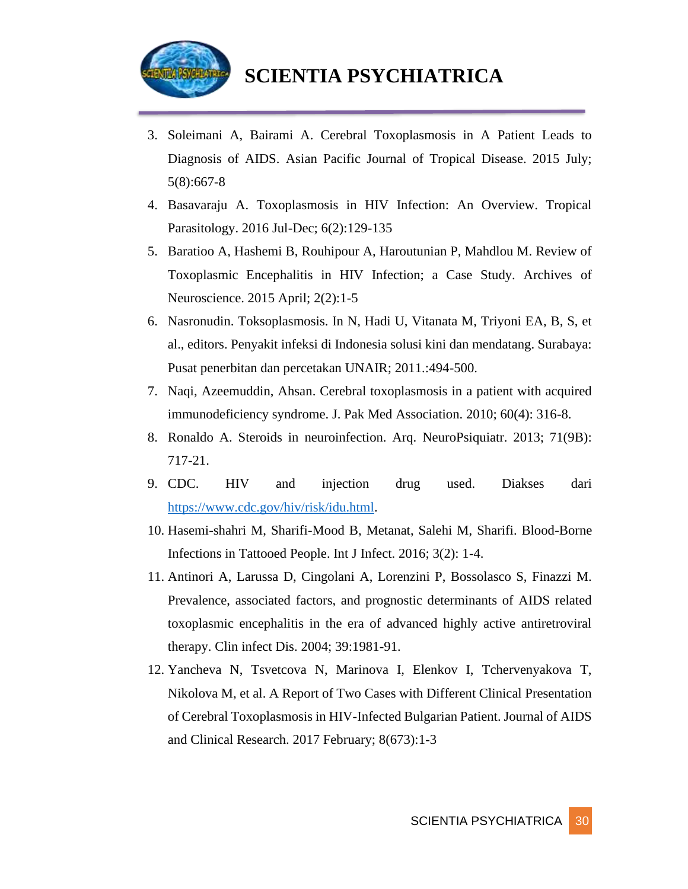3. Soleimani A, Bairami A. Cerebral Toxoplasmosis in A Patient Leads to Diagnosis of AIDS. Asian Pacific Journal of Tropical Disease. 2015 July; 5(8):667-8
4. Basavaraju A. Toxoplasmosis in HIV Infection: An Overview. Tropical Parasitology. 2016 Jul-Dec; 6(2):129-135
5. Baratioo A, Hashemi B, Rouhipour A, Haroutunian P, Mahdlou M. Review of Toxoplasmic Encephalitis in HIV Infection; a Case Study. Archives of Neuroscience. 2015 April; 2(2):1-5
6. Nasronudin. Toksoplasmosis. In N, Hadi U, Vitanata M, Triyoni EA, B, S, et al., editors. Penyakit infeksi di Indonesia solusi kini dan mendatang. Surabaya: Pusat penerbitan dan percetakan UNAIR; 2011.:494-500.
7. Naqi, Azeemuddin, Ahsan. Cerebral toxoplasmosis in a patient with acquired immunodeficiency syndrome. J. Pak Med Association. 2010; 60(4): 316-8.
8. Ronaldo A. Steroids in neuroinfection. Arq. NeuroPsiquiatr. 2013; 71(9B): 717-21.
9. CDC. HIV and injection drug used. Diakses dari https://www.cdc.gov/hiv/risk/idu.html.
10. Hasemi-shahri M, Sharifi-Mood B, Metanat, Salehi M, Sharifi. Blood-Borne Infections in Tattooed People. Int J Infect. 2016; 3(2): 1-4.
11. Antinori A, Larussa D, Cingolani A, Lorenzini P, Bossolasco S, Finazzi M. Prevalence, associated factors, and prognostic determinants of AIDS related toxoplasmic encephalitis in the era of advanced highly active antiretroviral therapy. Clin infect Dis. 2004; 39:1981-91.
12. Yancheva N, Tsvetcova N, Marinova I, Elenkov I, Tchervenyakova T, Nikolova M, et al. A Report of Two Cases with Different Clinical Presentation of Cerebral Toxoplasmosis in HIV-Infected Bulgarian Patient. Journal of AIDS and Clinical Research. 2017 February; 8(673):1-3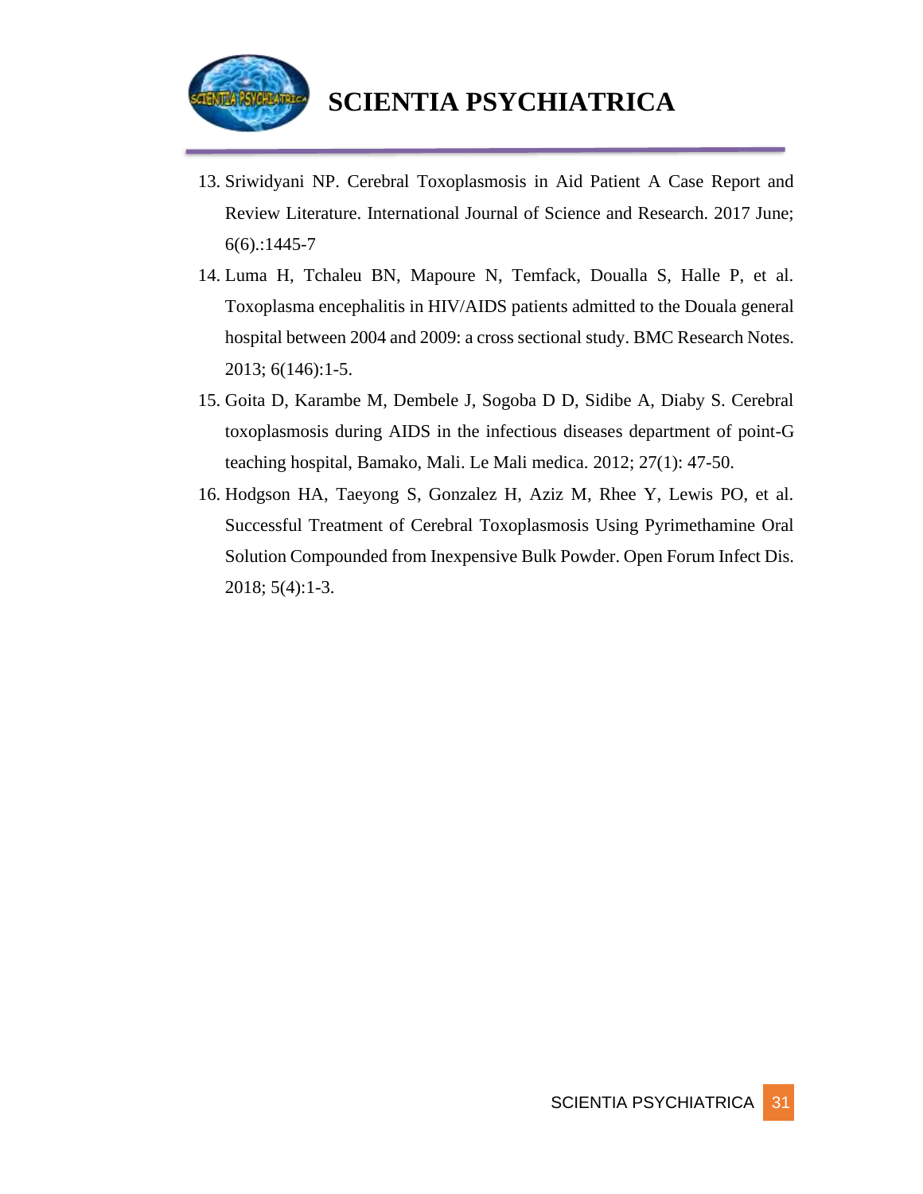13. Sriwidyani NP. Cerebral Toxoplasmosis in Aid Patient A Case Report and Review Literature. International Journal of Science and Research. 2017 June; 6(6).:1445-7
14. Luma H, Tchaleu BN, Mapoure N, Temfack, Doualla S, Halle P, et al. Toxoplasma encephalitis in HIV/AIDS patients admitted to the Douala general hospital between 2004 and 2009: a cross sectional study. BMC Research Notes. 2013; 6(146):1-5.
15. Goita D, Karambe M, Dembele J, Sogoba D D, Sidibe A, Diaby S. Cerebral toxoplasmosis during AIDS in the infectious diseases department of point-G teaching hospital, Bamako, Mali. Le Mali medica. 2012; 27(1): 47-50.
16. Hodgson HA, Taeyong S, Gonzalez H, Aziz M, Rhee Y, Lewis PO, et al. Successful Treatment of Cerebral Toxoplasmosis Using Pyrimethamine Oral Solution Compounded from Inexpensive Bulk Powder. Open Forum Infect Dis. 2018; 5(4):1-3.